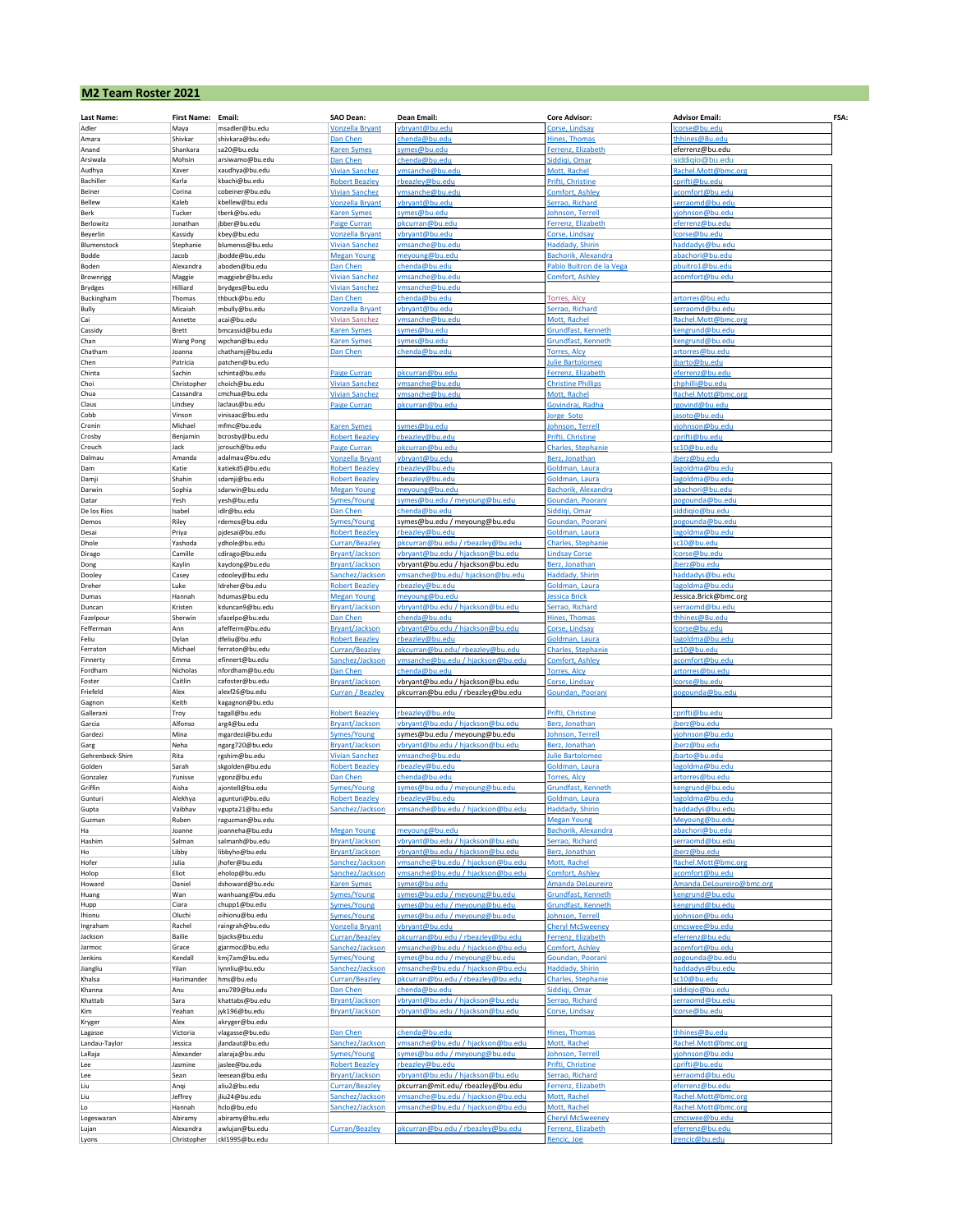## M2 Team Roster 2021

| Last Name: | First Name: | Email: | SAO Dean: | Dean Email: | Core Advisor: | Advisor Email: | FSA: |
|---|---|---|---|---|---|---|---|
| Adler | Maya | msadler@bu.edu | Vonzella Bryant | vbryant@bu.edu | Corse, Lindsay | lcorse@bu.edu | |
| Amara | Shivkar | shivkara@bu.edu | Dan Chen | chenda@bu.edu | Hines, Thomas | thhines@Bu.edu | |
| Anand | Shankara | sa20@bu.edu | Karen Symes | symes@bu.edu | Ferrenz, Elizabeth | eferrenz@bu.edu | |
| Arsiwala | Mohsin | arsiwamo@bu.edu | Dan Chen | chenda@bu.edu | Siddiqi, Omar | siddiqio@bu.edu | |
| Audhya | Xaver | xaudhya@bu.edu | Vivian Sanchez | vmsanche@bu.edu | Mott, Rachel | Rachel.Mott@bmc.org | |
| Bachiller | Karla | kbachi@bu.edu | Robert Beazley | rbeazley@bu.edu | Prifti, Christine | cprifti@bu.edu | |
| Beiner | Corina | cobeiner@bu.edu | Vivian Sanchez | vmsanche@bu.edu | Comfort, Ashley | acomfort@bu.edu | |
| Bellew | Kaleb | kbellew@bu.edu | Vonzella Bryant | vbryant@bu.edu | Serrao, Richard | serraomd@bu.edu | |
| Berk | Tucker | tberk@bu.edu | Karen Symes | symes@bu.edu | Johnson, Terrell | yjohnson@bu.edu | |
| Berlowitz | Jonathan | jbber@bu.edu | Paige Curran | pkcurran@bu.edu | Ferrenz, Elizabeth | eferrenz@bu.edu | |
| Beyerlin | Kassidy | kbey@bu.edu | Vonzella Bryant | vbryant@bu.edu | Corse, Lindsay | lcorse@bu.edu | |
| Blumenstock | Stephanie | blumenss@bu.edu | Vivian Sanchez | vmsanche@bu.edu | Haddady, Shirin | haddadys@bu.edu | |
| Bodde | Jacob | jbodde@bu.edu | Megan Young | meyoung@bu.edu | Bachorik, Alexandra | abachori@bu.edu | |
| Boden | Alexandra | aboden@bu.edu | Dan Chen | chenda@bu.edu | Pablo Buitron de la Vega | pbuitro1@bu.edu | |
| Brownrigg | Maggie | maggiebr@bu.edu | Vivian Sanchez | vmsanche@bu.edu | Comfort, Ashley | acomfort@bu.edu | |
| Brydges | Hilliard | brydges@bu.edu | Vivian Sanchez | vmsanche@bu.edu | | | |
| Buckingham | Thomas | thbuck@bu.edu | Dan Chen | chenda@bu.edu | Torres, Alcy | artorres@bu.edu | |
| Bully | Micaiah | mbully@bu.edu | Vonzella Bryant | vbryant@bu.edu | Serrao, Richard | serraomd@bu.edu | |
| Cai | Annette | acai@bu.edu | Vivian Sanchez | vmsanche@bu.edu | Mott, Rachel | Rachel.Mott@bmc.org | |
| Cassidy | Brett | bmcassid@bu.edu | Karen Symes | symes@bu.edu | Grundfast, Kenneth | kengrund@bu.edu | |
| Chan | Wang Pong | wpchan@bu.edu | Karen Symes | symes@bu.edu | Grundfast, Kenneth | kengrund@bu.edu | |
| Chatham | Joanna | chathamj@bu.edu | Dan Chen | chenda@bu.edu | Torres, Alcy | artorres@bu.edu | |
| Chen | Patricia | patchen@bu.edu | | | Julie Bartolomeo | jbarto@bu.edu | |
| Chinta | Sachin | schinta@bu.edu | Paige Curran | pkcurran@bu.edu | Ferrenz, Elizabeth | eferrenz@bu.edu | |
| Choi | Christopher | choich@bu.edu | Vivian Sanchez | vmsanche@bu.edu | Christine Phillips | chphilli@bu.edu | |
| Chua | Cassandra | cmchua@bu.edu | Vivian Sanchez | vmsanche@bu.edu | Mott, Rachel | Rachel.Mott@bmc.org | |
| Claus | Lindsey | laclaus@bu.edu | Paige Curran | pkcurran@bu.edu | Govindraj, Radha | rgovind@bu.edu | |
| Cobb | Vinson | vinisaac@bu.edu | | | Jorge Soto | jasoto@bu.edu | |
| Cronin | Michael | mfmc@bu.edu | Karen Symes | symes@bu.edu | Johnson, Terrell | yjohnson@bu.edu | |
| Crosby | Benjamin | bcrosby@bu.edu | Robert Beazley | rbeazley@bu.edu | Prifti, Christine | cprifti@bu.edu | |
| Crouch | Jack | jcrouch@bu.edu | Paige Curran | pkcurran@bu.edu | Charles, Stephanie | sc10@bu.edu | |
| Dalmau | Amanda | adalmau@bu.edu | Vonzella Bryant | vbryant@bu.edu | Berz, Jonathan | jberz@bu.edu | |
| Dam | Katie | katiekd5@bu.edu | Robert Beazley | rbeazley@bu.edu | Goldman, Laura | lagoldma@bu.edu | |
| Damji | Shahin | sdamji@bu.edu | Robert Beazley | rbeazley@bu.edu | Goldman, Laura | lagoldma@bu.edu | |
| Darwin | Sophia | sdarwin@bu.edu | Megan Young | meyoung@bu.edu | Bachorik, Alexandra | abachori@bu.edu | |
| Datar | Yesh | yesh@bu.edu | Symes/Young | symes@bu.edu / meyoung@bu.edu | Goundan, Poorani | pogounda@bu.edu | |
| De los Rios | Isabel | idlr@bu.edu | Dan Chen | chenda@bu.edu | Siddiqi, Omar | siddiqio@bu.edu | |
| Demos | Riley | rdemos@bu.edu | Symes/Young | symes@bu.edu / meyoung@bu.edu | Goundan, Poorani | pogounda@bu.edu | |
| Desai | Priya | pjdesai@bu.edu | Robert Beazley | rbeazley@bu.edu | Goldman, Laura | lagoldma@bu.edu | |
| Dhole | Yashoda | ydhole@bu.edu | Curran/Beazley | pkcurran@bu.edu / rbeazley@bu.edu | Charles, Stephanie | sc10@bu.edu | |
| Dirago | Camille | cdirago@bu.edu | Bryant/Jackson | vbryant@bu.edu / hjackson@bu.edu | Lindsay Corse | lcorse@bu.edu | |
| Dong | Kaylin | kaydong@bu.edu | Bryant/Jackson | vbryant@bu.edu / hjackson@bu.edu | Berz, Jonathan | jberz@bu.edu | |
| Dooley | Casey | cdooley@bu.edu | Sanchez/Jackson | vmsanche@bu.edu/ hjackson@bu.edu | Haddady, Shirin | haddadys@bu.edu | |
| Dreher | Luke | ldreher@bu.edu | Robert Beazley | rbeazley@bu.edu | Goldman, Laura | lagoldma@bu.edu | |
| Dumas | Hannah | hdumas@bu.edu | Megan Young | meyoung@bu.edu | Jessica Brick | Jessica.Brick@bmc.org | |
| Duncan | Kristen | kduncan9@bu.edu | Bryant/Jackson | vbryant@bu.edu / hjackson@bu.edu | Serrao, Richard | serraomd@bu.edu | |
| Fazelpour | Sherwin | sfazelpo@bu.edu | Dan Chen | chenda@bu.edu | Hines, Thomas | thhines@Bu.edu | |
| Fefferman | Ann | afefferm@bu.edu | Bryant/Jackson | vbryant@bu.edu / hjackson@bu.edu | Corse, Lindsay | lcorse@bu.edu | |
| Feliu | Dylan | dfeliu@bu.edu | Robert Beazley | rbeazley@bu.edu | Goldman, Laura | lagoldma@bu.edu | |
| Ferraton | Michael | ferraton@bu.edu | Curran/Beazley | pkcurran@bu.edu/ rbeazley@bu.edu | Charles, Stephanie | sc10@bu.edu | |
| Finnerty | Emma | efinnert@bu.edu | Sanchez/Jackson | vmsanche@bu.edu / hjackson@bu.edu | Comfort, Ashley | acomfort@bu.edu | |
| Fordham | Nicholas | nfordham@bu.edu | Dan Chen | chenda@bu.edu | Torres, Alcy | artorres@bu.edu | |
| Foster | Caitlin | cafoster@bu.edu | Bryant/Jackson | vbryant@bu.edu / hjackson@bu.edu | Corse, Lindsay | lcorse@bu.edu | |
| Friefeld | Alex | alexf26@bu.edu | Curran / Beazley | pkcurran@bu.edu / rbeazley@bu.edu | Goundan, Poorani | pogounda@bu.edu | |
| Gagnon | Keith | kagagnon@bu.edu | | | | | |
| Gallerani | Troy | tagall@bu.edu | Robert Beazley | rbeazley@bu.edu | Prifti, Christine | cprifti@bu.edu | |
| Garcia | Alfonso | arg4@bu.edu | Bryant/Jackson | vbryant@bu.edu / hjackson@bu.edu | Berz, Jonathan | jberz@bu.edu | |
| Gardezi | Mina | mgardezi@bu.edu | Symes/Young | symes@bu.edu / meyoung@bu.edu | Johnson, Terrell | yjohnson@bu.edu | |
| Garg | Neha | ngarg720@bu.edu | Bryant/Jackson | vbryant@bu.edu / hjackson@bu.edu | Berz, Jonathan | jberz@bu.edu | |
| Gehrenbeck-Shim | Rita | rgshim@bu.edu | Vivian Sanchez | vmsanche@bu.edu | Julie Bartolomeo | jbarto@bu.edu | |
| Golden | Sarah | skgolden@bu.edu | Robert Beazley | rbeazley@bu.edu | Goldman, Laura | lagoldma@bu.edu | |
| Gonzalez | Yunisse | ygonz@bu.edu | Dan Chen | chenda@bu.edu | Torres, Alcy | artorres@bu.edu | |
| Griffin | Aisha | ajontell@bu.edu | Symes/Young | symes@bu.edu / meyoung@bu.edu | Grundfast, Kenneth | kengrund@bu.edu | |
| Gunturi | Alekhya | agunturi@bu.edu | Robert Beazley | rbeazley@bu.edu | Goldman, Laura | lagoldma@bu.edu | |
| Gupta | Vaibhav | vgupta21@bu.edu | Sanchez/Jackson | vmsanche@bu.edu / hjackson@bu.edu | Haddady, Shirin | haddadys@bu.edu | |
| Guzman | Ruben | raguzman@bu.edu | | | Megan Young | Meyoung@bu.edu | |
| Ha | Joanne | joanneha@bu.edu | Megan Young | meyoung@bu.edu | Bachorik, Alexandra | abachori@bu.edu | |
| Hashim | Salman | salmanh@bu.edu | Bryant/Jackson | vbryant@bu.edu / hjackson@bu.edu | Serrao, Richard | serraomd@bu.edu | |
| Ho | Libby | libbyho@bu.edu | Bryant/Jackson | vbryant@bu.edu / hjackson@bu.edu | Berz, Jonathan | jberz@bu.edu | |
| Hofer | Julia | jhofer@bu.edu | Sanchez/Jackson | vmsanche@bu.edu / hjackson@bu.edu | Mott, Rachel | Rachel.Mott@bmc.org | |
| Holop | Eliot | eholop@bu.edu | Sanchez/Jackson | vmsanche@bu.edu / hjackson@bu.edu | Comfort, Ashley | acomfort@bu.edu | |
| Howard | Daniel | dshoward@bu.edu | Karen Symes | symes@bu.edu | Amanda DeLoureiro | Amanda.DeLoureiro@bmc.org | |
| Huang | Wan | wanhuang@bu.edu | Symes/Young | symes@bu.edu / meyoung@bu.edu | Grundfast, Kenneth | kengrund@bu.edu | |
| Hupp | Ciara | chupp1@bu.edu | Symes/Young | symes@bu.edu / meyoung@bu.edu | Grundfast, Kenneth | kengrund@bu.edu | |
| Ihionu | Oluchi | oihionu@bu.edu | Symes/Young | symes@bu.edu / meyoung@bu.edu | Johnson, Terrell | yjohnson@bu.edu | |
| Ingraham | Rachel | raingrah@bu.edu | Vonzella Bryant | vbryant@bu.edu | Cheryl McSweeney | cmcswee@bu.edu | |
| Jackson | Bailie | bjacks@bu.edu | Curran/Beazley | pkcurran@bu.edu / rbeazley@bu.edu | Ferrenz, Elizabeth | eferrenz@bu.edu | |
| Jarmoc | Grace | gjarmoc@bu.edu | Sanchez/Jackson | vmsanche@bu.edu / hjackson@bu.edu | Comfort, Ashley | acomfort@bu.edu | |
| Jenkins | Kendall | kmj7am@bu.edu | Symes/Young | symes@bu.edu / meyoung@bu.edu | Goundan, Poorani | pogounda@bu.edu | |
| Jiangliu | Yilan | lynnliu@bu.edu | Sanchez/Jackson | vmsanche@bu.edu / hjackson@bu.edu | Haddady, Shirin | haddadys@bu.edu | |
| Khalsa | Harimander | hms@bu.edu | Curran/Beazley | pkcurran@bu.edu / rbeazley@bu.edu | Charles, Stephanie | sc10@bu.edu | |
| Khanna | Anu | anu789@bu.edu | Dan Chen | chenda@bu.edu | Siddiqi, Omar | siddiqio@bu.edu | |
| Khattab | Sara | khattabs@bu.edu | Bryant/Jackson | vbryant@bu.edu / hjackson@bu.edu | Serrao, Richard | serraomd@bu.edu | |
| Kim | Yeahan | jyk196@bu.edu | Bryant/Jackson | vbryant@bu.edu / hjackson@bu.edu | Corse, Lindsay | lcorse@bu.edu | |
| Kryger | Alex | akryger@bu.edu | | | | | |
| Lagasse | Victoria | vlagasse@bu.edu | Dan Chen | chenda@bu.edu | Hines, Thomas | thhines@Bu.edu | |
| Landau-Taylor | Jessica | jlandaut@bu.edu | Sanchez/Jackson | vmsanche@bu.edu / hjackson@bu.edu | Mott, Rachel | Rachel.Mott@bmc.org | |
| LaRaja | Alexander | alaraja@bu.edu | Symes/Young | symes@bu.edu / meyoung@bu.edu | Johnson, Terrell | yjohnson@bu.edu | |
| Lee | Jasmine | jaslee@bu.edu | Robert Beazley | rbeazley@bu.edu | Prifti, Christine | cprifti@bu.edu | |
| Lee | Sean | leesean@bu.edu | Bryant/Jackson | vbryant@bu.edu / hjackson@bu.edu | Serrao, Richard | serraomd@bu.edu | |
| Liu | Anqi | aliu2@bu.edu | Curran/Beazley | pkcurran@mit.edu/ rbeazley@bu.edu | Ferrenz, Elizabeth | eferrenz@bu.edu | |
| Liu | Jeffrey | jliu24@bu.edu | Sanchez/Jackson | vmsanche@bu.edu / hjackson@bu.edu | Mott, Rachel | Rachel.Mott@bmc.org | |
| Lo | Hannah | hclo@bu.edu | Sanchez/Jackson | vmsanche@bu.edu / hjackson@bu.edu | Mott, Rachel | Rachel.Mott@bmc.org | |
| Logeswaran | Abiramy | abiramy@bu.edu | | | Cheryl McSweeney | cmcswee@bu.edu | |
| Lujan | Alexandra | awlujan@bu.edu | Curran/Beazley | pkcurran@bu.edu / rbeazley@bu.edu | Ferrenz, Elizabeth | eferrenz@bu.edu | |
| Lyons | Christopher | ckl1995@bu.edu | | | Rencic, Joe | jrencic@bu.edu | |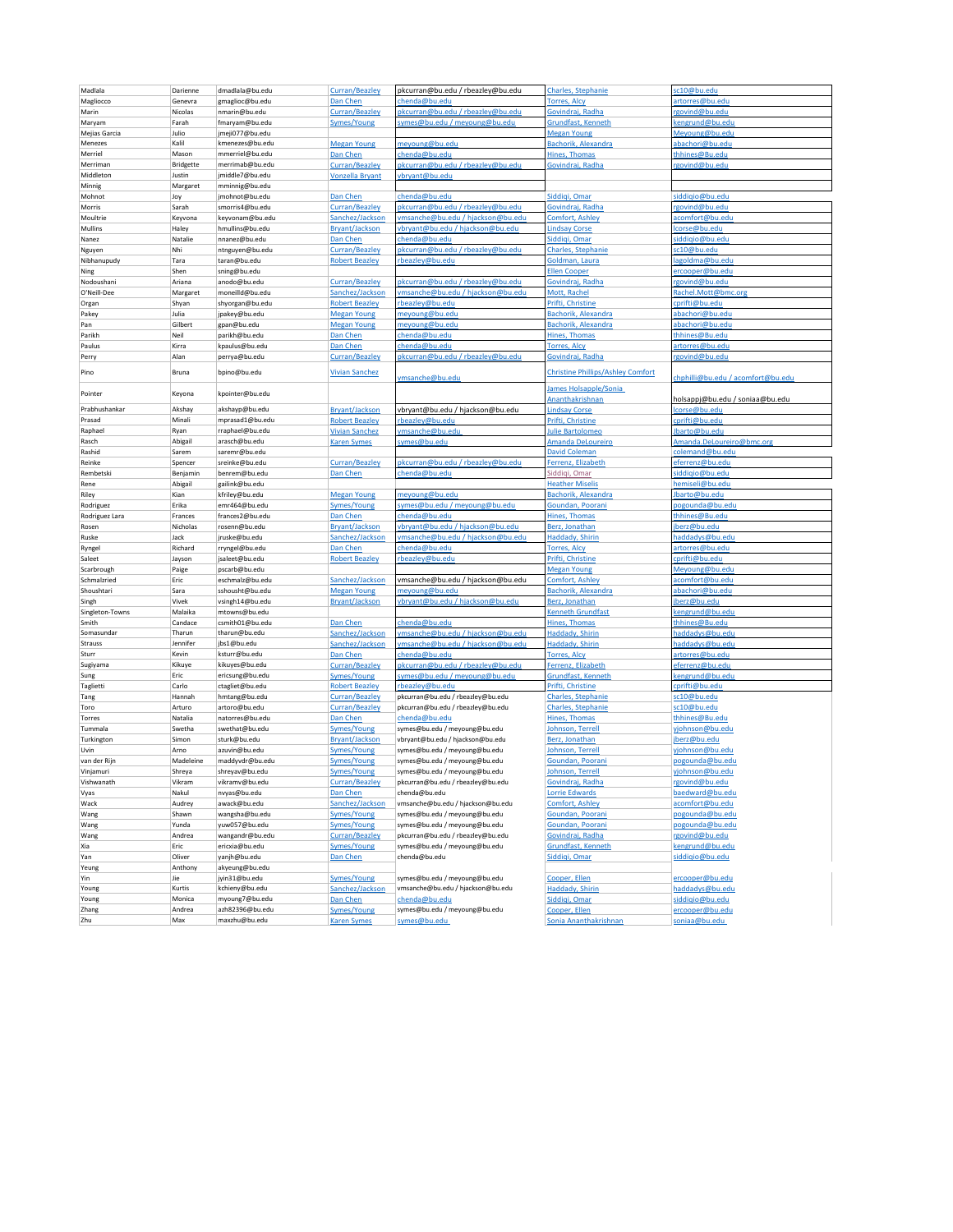| | | | | | | |
|---|---|---|---|---|---|---|
| Madlala | Darienne | dmadlala@bu.edu | Curran/Beazley | pkcurran@bu.edu / rbeazley@bu.edu | Charles, Stephanie | sc10@bu.edu |
| Magliocco | Genevra | gmaglioc@bu.edu | Dan Chen | chenda@bu.edu | Torres, Alcy | artorres@bu.edu |
| Marin | Nicolas | nmarin@bu.edu | Curran/Beazley | pkcurran@bu.edu / rbeazley@bu.edu | Govindraj, Radha | rgovind@bu.edu |
| Maryam | Farah | fmaryam@bu.edu | Symes/Young | symes@bu.edu / meyoung@bu.edu | Grundfast, Kenneth | kengrund@bu.edu |
| Mejias Garcia | Julio | jmeji077@bu.edu | | | Megan Young | Meyoung@bu.edu |
| Menezes | Kalil | kmenezes@bu.edu | Megan Young | meyoung@bu.edu | Bachorik, Alexandra | abachori@bu.edu |
| Merriel | Mason | mmerriel@bu.edu | Dan Chen | chenda@bu.edu | Hines, Thomas | thhines@Bu.edu |
| Merriman | Bridgette | merrimab@bu.edu | Curran/Beazley | pkcurran@bu.edu / rbeazley@bu.edu | Govindraj, Radha | rgovind@bu.edu |
| Middleton | Justin | jmiddle7@bu.edu | Vonzella Bryant | vbryant@bu.edu | | |
| Minnig | Margaret | mminnig@bu.edu | | | | |
| Mohnot | Joy | jmohnot@bu.edu | Dan Chen | chenda@bu.edu | Siddiqi, Omar | siddiqio@bu.edu |
| Morris | Sarah | smorris4@bu.edu | Curran/Beazley | pkcurran@bu.edu / rbeazley@bu.edu | Govindraj, Radha | rgovind@bu.edu |
| Moultrie | Keyvona | keyvonam@bu.edu | Sanchez/Jackson | vmsanche@bu.edu / hjackson@bu.edu | Comfort, Ashley | acomfort@bu.edu |
| Mullins | Haley | hmullins@bu.edu | Bryant/Jackson | vbryant@bu.edu / hjackson@bu.edu | Lindsay Corse | lcorse@bu.edu |
| Nanez | Natalie | nnanez@bu.edu | Dan Chen | chenda@bu.edu | Siddiqi, Omar | siddiqio@bu.edu |
| Nguyen | Nhi | ntnguyen@bu.edu | Curran/Beazley | pkcurran@bu.edu / rbeazley@bu.edu | Charles, Stephanie | sc10@bu.edu |
| Nibhanupudy | Tara | taran@bu.edu | Robert Beazley | rbeazley@bu.edu | Goldman, Laura | lagoldma@bu.edu |
| Ning | Shen | sning@bu.edu | | | Ellen Cooper | ercooper@bu.edu |
| Nodoushani | Ariana | anodo@bu.edu | Curran/Beazley | pkcurran@bu.edu / rbeazley@bu.edu | Govindraj, Radha | rgovind@bu.edu |
| O'Neill-Dee | Margaret | moneilld@bu.edu | Sanchez/Jackson | vmsanche@bu.edu / hjackson@bu.edu | Mott, Rachel | Rachel.Mott@bmc.org |
| Organ | Shyan | shyorgan@bu.edu | Robert Beazley | rbeazley@bu.edu | Prifti, Christine | cprifti@bu.edu |
| Pakey | Julia | jpakey@bu.edu | Megan Young | meyoung@bu.edu | Bachorik, Alexandra | abachori@bu.edu |
| Pan | Gilbert | gpan@bu.edu | Megan Young | meyoung@bu.edu | Bachorik, Alexandra | abachori@bu.edu |
| Parikh | Neil | parikh@bu.edu | Dan Chen | chenda@bu.edu | Hines, Thomas | thhines@Bu.edu |
| Paulus | Kirra | kpaulus@bu.edu | Dan Chen | chenda@bu.edu | Torres, Alcy | artorres@bu.edu |
| Perry | Alan | perrya@bu.edu | Curran/Beazley | pkcurran@bu.edu / rbeazley@bu.edu | Govindraj, Radha | rgovind@bu.edu |
| Pino | Bruna | bpino@bu.edu | Vivian Sanchez | vmsanche@bu.edu | Christine Phillips/Ashley Comfort | chphilli@bu.edu / acomfort@bu.edu |
| Pointer | Keyona | kpointer@bu.edu | | | James Holsapple/Sonia Ananthakrishnan | holsappj@bu.edu / soniaa@bu.edu |
| Prabhushankar | Akshay | akshayp@bu.edu | Bryant/Jackson | vbryant@bu.edu / hjackson@bu.edu | Lindsay Corse | lcorse@bu.edu |
| Prasad | Minali | mprasad1@bu.edu | Robert Beazley | rbeazley@bu.edu | Prifti, Christine | cprifti@bu.edu |
| Raphael | Ryan | rraphael@bu.edu | Vivian Sanchez | vmsanche@bu.edu | Julie Bartolomeo | Jbarto@bu.edu |
| Rasch | Abigail | arasch@bu.edu | Karen Symes | symes@bu.edu | Amanda DeLoureiro | Amanda.DeLoureiro@bmc.org |
| Rashid | Sarem | saremr@bu.edu | | | David Coleman | colemand@bu.edu |
| Reinke | Spencer | sreinke@bu.edu | Curran/Beazley | pkcurran@bu.edu / rbeazley@bu.edu | Ferrenz, Elizabeth | eferrenz@bu.edu |
| Rembetski | Benjamin | benrem@bu.edu | Dan Chen | chenda@bu.edu | Siddiqi, Omar | siddiqio@bu.edu |
| Rene | Abigail | gailink@bu.edu | | | Heather Miselis | hemiseli@bu.edu |
| Riley | Kian | kfriley@bu.edu | Megan Young | meyoung@bu.edu | Bachorik, Alexandra | Jbarto@bu.edu |
| Rodriguez | Erika | emr464@bu.edu | Symes/Young | symes@bu.edu / meyoung@bu.edu | Goundan, Poorani | pogounda@bu.edu |
| Rodriguez Lara | Frances | frances2@bu.edu | Dan Chen | chenda@bu.edu | Hines, Thomas | thhines@Bu.edu |
| Rosen | Nicholas | rosenn@bu.edu | Bryant/Jackson | vbryant@bu.edu / hjackson@bu.edu | Berz, Jonathan | jberz@bu.edu |
| Ruske | Jack | jruske@bu.edu | Sanchez/Jackson | vmsanche@bu.edu / hjackson@bu.edu | Haddady, Shirin | haddadys@bu.edu |
| Ryngel | Richard | rryngel@bu.edu | Dan Chen | chenda@bu.edu | Torres, Alcy | artorres@bu.edu |
| Saleet | Jayson | jsaleet@bu.edu | Robert Beazley | rbeazley@bu.edu | Prifti, Christine | cprifti@bu.edu |
| Scarbrough | Paige | pscarb@bu.edu | | | Megan Young | Meyoung@bu.edu |
| Schmalzried | Eric | eschmalz@bu.edu | Sanchez/Jackson | vmsanche@bu.edu / hjackson@bu.edu | Comfort, Ashley | acomfort@bu.edu |
| Shoushtari | Sara | sshousht@bu.edu | Megan Young | meyoung@bu.edu | Bachorik, Alexandra | abachori@bu.edu |
| Singh | Vivek | vsingh14@bu.edu | Bryant/Jackson | vbryant@bu.edu / hjackson@bu.edu | Berz, Jonathan | jberz@bu.edu |
| Singleton-Towns | Malaika | mtowns@bu.edu | | | Kenneth Grundfast | kengrund@bu.edu |
| Smith | Candace | csmith01@bu.edu | Dan Chen | chenda@bu.edu | Hines, Thomas | thhines@Bu.edu |
| Somasundar | Tharun | tharun@bu.edu | Sanchez/Jackson | vmsanche@bu.edu / hjackson@bu.edu | Haddady, Shirin | haddadys@bu.edu |
| Strauss | Jennifer | jbs1@bu.edu | Sanchez/Jackson | vmsanche@bu.edu / hjackson@bu.edu | Haddady, Shirin | haddadys@bu.edu |
| Sturr | Kevin | ksturr@bu.edu | Dan Chen | chenda@bu.edu | Torres, Alcy | artorres@bu.edu |
| Sugiyama | Kikuye | kikuyes@bu.edu | Curran/Beazley | pkcurran@bu.edu / rbeazley@bu.edu | Ferrenz, Elizabeth | eferrenz@bu.edu |
| Sung | Eric | ericsung@bu.edu | Symes/Young | symes@bu.edu / meyoung@bu.edu | Grundfast, Kenneth | kengrund@bu.edu |
| Taglietti | Carlo | ctagliet@bu.edu | Robert Beazley | rbeazley@bu.edu | Prifti, Christine | cprifti@bu.edu |
| Tang | Hannah | hmtang@bu.edu | Curran/Beazley | pkcurran@bu.edu / rbeazley@bu.edu | Charles, Stephanie | sc10@bu.edu |
| Toro | Arturo | artoro@bu.edu | Curran/Beazley | pkcurran@bu.edu / rbeazley@bu.edu | Charles, Stephanie | sc10@bu.edu |
| Torres | Natalia | natorres@bu.edu | Dan Chen | chenda@bu.edu | Hines, Thomas | thhines@Bu.edu |
| Tummala | Swetha | swethat@bu.edu | Symes/Young | symes@bu.edu / meyoung@bu.edu | Johnson, Terrell | yjohnson@bu.edu |
| Turkington | Simon | sturk@bu.edu | Bryant/Jackson | vbryant@bu.edu / hjackson@bu.edu | Berz, Jonathan | jberz@bu.edu |
| Uvin | Arno | azuvin@bu.edu | Symes/Young | symes@bu.edu / meyoung@bu.edu | Johnson, Terrell | yjohnson@bu.edu |
| van der Rijn | Madeleine | maddyvdr@bu.edu | Symes/Young | symes@bu.edu / meyoung@bu.edu | Goundan, Poorani | pogounda@bu.edu |
| Vinjamuri | Shreya | shreyav@bu.edu | Symes/Young | symes@bu.edu / meyoung@bu.edu | Johnson, Terrell | yjohnson@bu.edu |
| Vishwanath | Vikram | vikramv@bu.edu | Curran/Beazley | pkcurran@bu.edu / rbeazley@bu.edu | Govindraj, Radha | rgovind@bu.edu |
| Vyas | Nakul | nvyas@bu.edu | Dan Chen | chenda@bu.edu | Lorrie Edwards | baedward@bu.edu |
| Wack | Audrey | awack@bu.edu | Sanchez/Jackson | vmsanche@bu.edu / hjackson@bu.edu | Comfort, Ashley | acomfort@bu.edu |
| Wang | Shawn | wangsha@bu.edu | Symes/Young | symes@bu.edu / meyoung@bu.edu | Goundan, Poorani | pogounda@bu.edu |
| Wang | Yunda | yuw057@bu.edu | Symes/Young | symes@bu.edu / meyoung@bu.edu | Goundan, Poorani | pogounda@bu.edu |
| Wang | Andrea | wangandr@bu.edu | Curran/Beazley | pkcurran@bu.edu / rbeazley@bu.edu | Govindraj, Radha | rgovind@bu.edu |
| Xia | Eric | ericxia@bu.edu | Symes/Young | symes@bu.edu / meyoung@bu.edu | Grundfast, Kenneth | kengrund@bu.edu |
| Yan | Oliver | yanjh@bu.edu | Dan Chen | chenda@bu.edu | Siddiqi, Omar | siddiqio@bu.edu |
| Yeung | Anthony | akyeung@bu.edu | | | | |
| Yin | Jie | jyin31@bu.edu | Symes/Young | symes@bu.edu / meyoung@bu.edu | Cooper, Ellen | ercooper@bu.edu |
| Young | Kurtis | kchieny@bu.edu | Sanchez/Jackson | vmsanche@bu.edu / hjackson@bu.edu | Haddady, Shirin | haddadys@bu.edu |
| Young | Monica | myoung7@bu.edu | Dan Chen | chenda@bu.edu | Siddiqi, Omar | siddiqio@bu.edu |
| Zhang | Andrea | azh82396@bu.edu | Symes/Young | symes@bu.edu / meyoung@bu.edu | Cooper, Ellen | ercooper@bu.edu |
| Zhu | Max | maxzhu@bu.edu | Karen Symes | symes@bu.edu | Sonia Ananthakrishnan | soniaa@bu.edu |